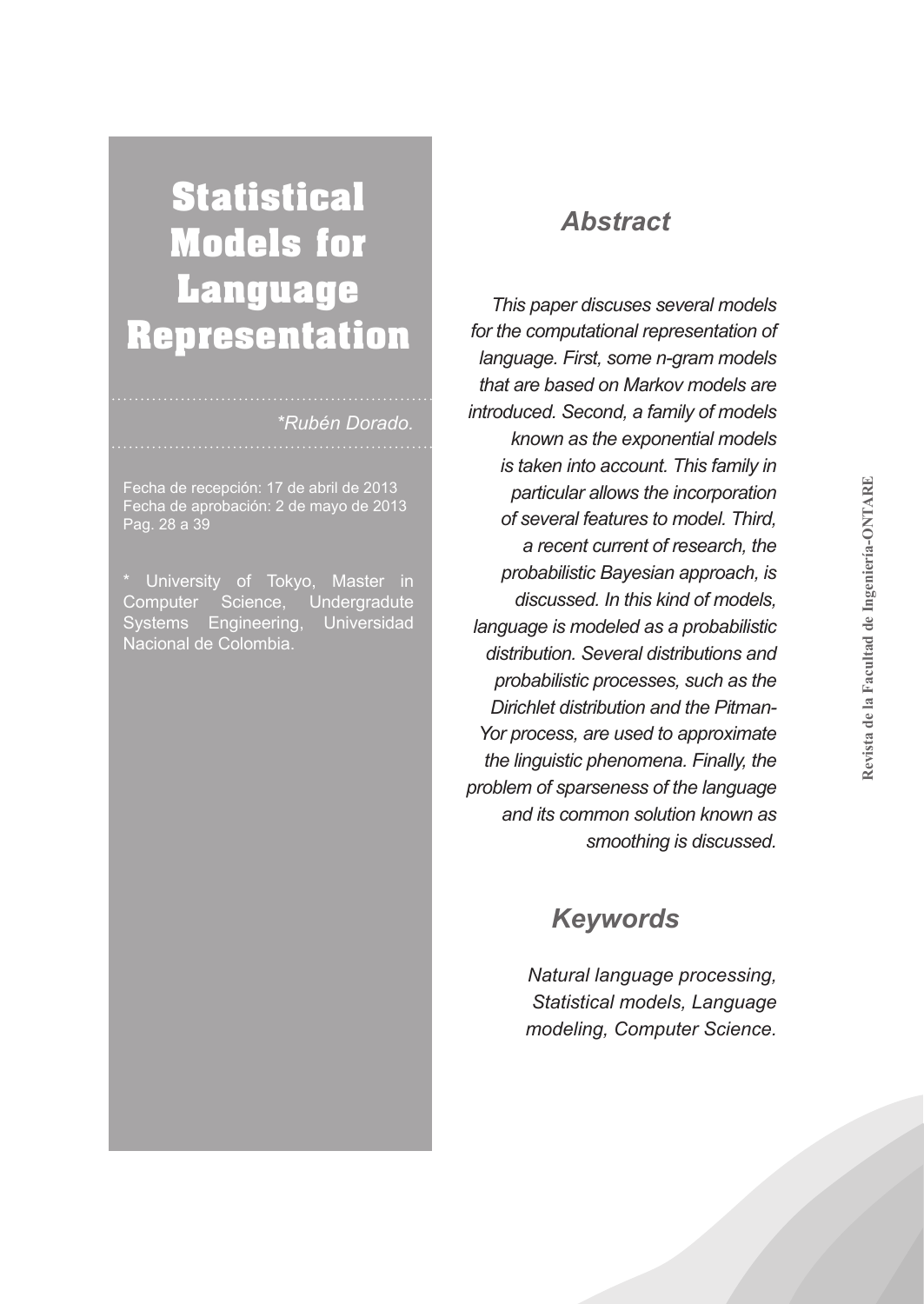# Statistical Models for Language Representation

*\*Rubén Dorado.*

Fecha de recepción: 17 de abril de 2013
Fecha de aprobación: 2 de mayo de 2013
Pag. 28 a 39

\* University of Tokyo, Master in Computer Science, Undergradute Systems Engineering, Universidad Nacional de Colombia.

## *Abstract*

*This paper discuses several models for the computational representation of language. First, some n-gram models that are based on Markov models are introduced. Second, a family of models known as the exponential models is taken into account. This family in particular allows the incorporation of several features to model. Third, a recent current of research, the probabilistic Bayesian approach, is discussed. In this kind of models, language is modeled as a probabilistic distribution. Several distributions and probabilistic processes, such as the Dirichlet distribution and the Pitman-Yor process, are used to approximate the linguistic phenomena. Finally, the problem of sparseness of the language and its common solution known as smoothing is discussed.*

## *Keywords*

*Natural language processing, Statistical models, Language modeling, Computer Science.*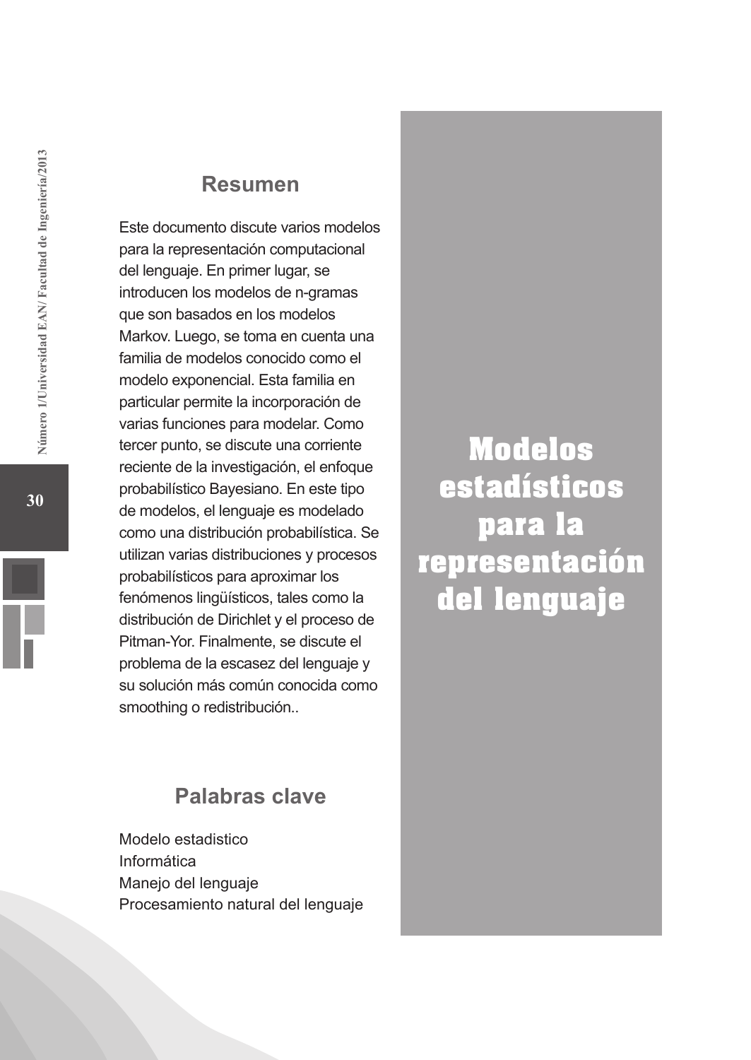# Modelos estadísticos para la representación del lenguaje

## Resumen

Este documento discute varios modelos para la representación computacional del lenguaje. En primer lugar, se introducen los modelos de n-gramas que son basados en los modelos Markov. Luego, se toma en cuenta una familia de modelos conocido como el modelo exponencial. Esta familia en particular permite la incorporación de varias funciones para modelar. Como tercer punto, se discute una corriente reciente de la investigación, el enfoque probabilístico Bayesiano. En este tipo de modelos, el lenguaje es modelado como una distribución probabilística. Se utilizan varias distribuciones y procesos probabilísticos para aproximar los fenómenos lingüísticos, tales como la distribución de Dirichlet y el proceso de Pitman-Yor. Finalmente, se discute el problema de la escasez del lenguaje y su solución más común conocida como smoothing o redistribución..

## Palabras clave

Modelo estadistico
Informática
Manejo del lenguaje
Procesamiento natural del lenguaje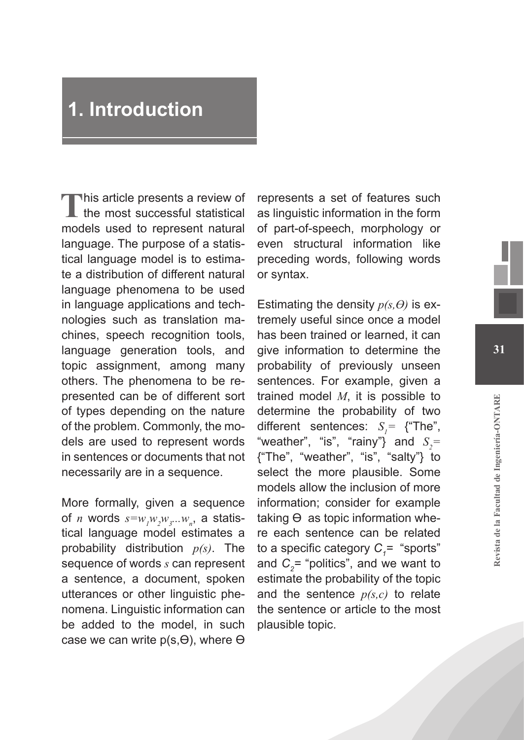# 1. Introduction

This article presents a review of the most successful statistical models used to represent natural language. The purpose of a statistical language model is to estimate a distribution of different natural language phenomena to be used in language applications and technologies such as translation machines, speech recognition tools, language generation tools, and topic assignment, among many others. The phenomena to be represented can be of different sort of types depending on the nature of the problem. Commonly, the models are used to represent words in sentences or documents that not necessarily are in a sequence.

More formally, given a sequence of $n$ words $s=w_1w_2w_3...w_n$, a statistical language model estimates a probability distribution $p(s)$. The sequence of words $s$ can represent a sentence, a document, spoken utterances or other linguistic phenomena. Linguistic information can be added to the model, in such case we can write $p(s,\Theta)$, where $\Theta$ represents a set of features such as linguistic information in the form of part-of-speech, morphology or even structural information like preceding words, following words or syntax.

Estimating the density $p(s,\Theta)$ is extremely useful since once a model has been trained or learned, it can give information to determine the probability of previously unseen sentences. For example, given a trained model $M$, it is possible to determine the probability of two different sentences: $S_1=$ {"The", "weather", "is", "rainy"} and $S_2=$ {"The", "weather", "is", "salty"} to select the more plausible. Some models allow the inclusion of more information; consider for example taking $\Theta$ as topic information where each sentence can be related to a specific category $C_1=$ "sports" and $C_2=$ "politics", and we want to estimate the probability of the topic and the sentence $p(s,c)$ to relate the sentence or article to the most plausible topic.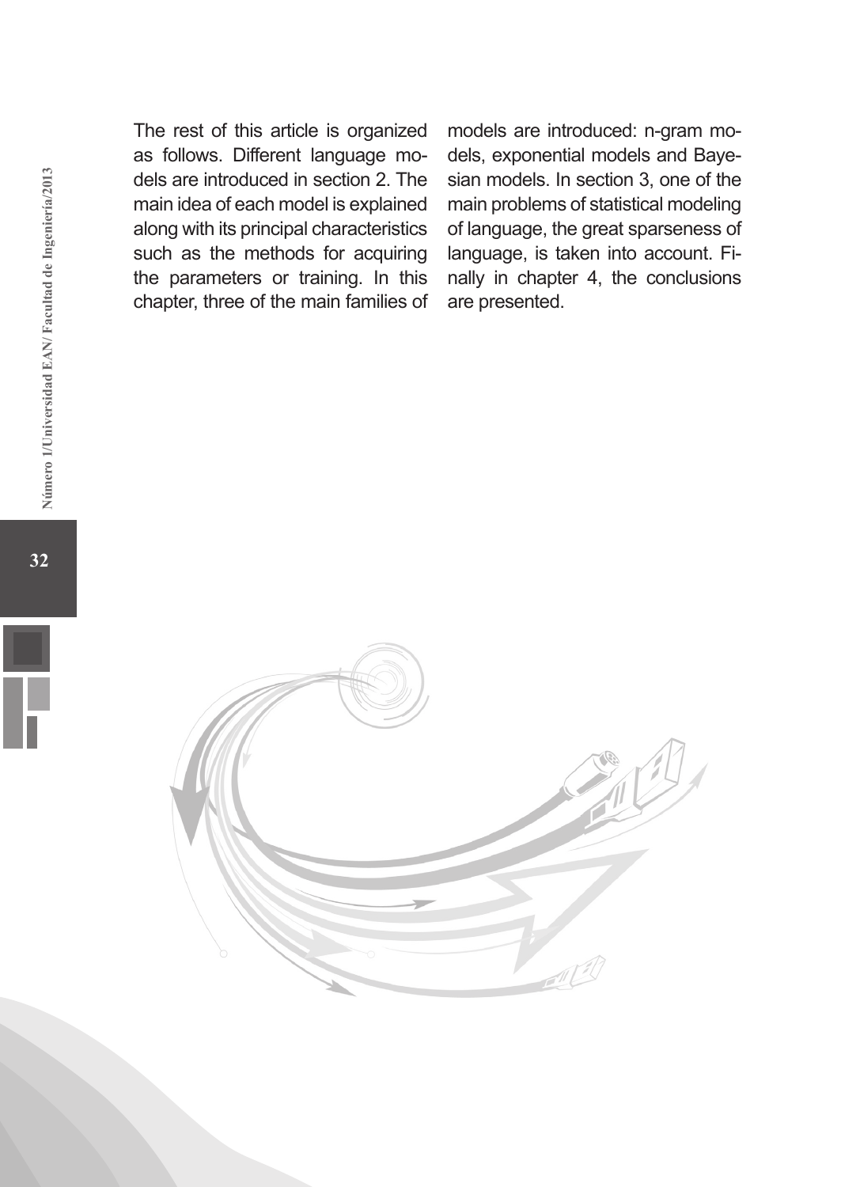The rest of this article is organized as follows. Different language models are introduced in section 2. The main idea of each model is explained along with its principal characteristics such as the methods for acquiring the parameters or training. In this chapter, three of the main families of models are introduced: n-gram models, exponential models and Bayesian models. In section 3, one of the main problems of statistical modeling of language, the great sparseness of language, is taken into account. Finally in chapter 4, the conclusions are presented.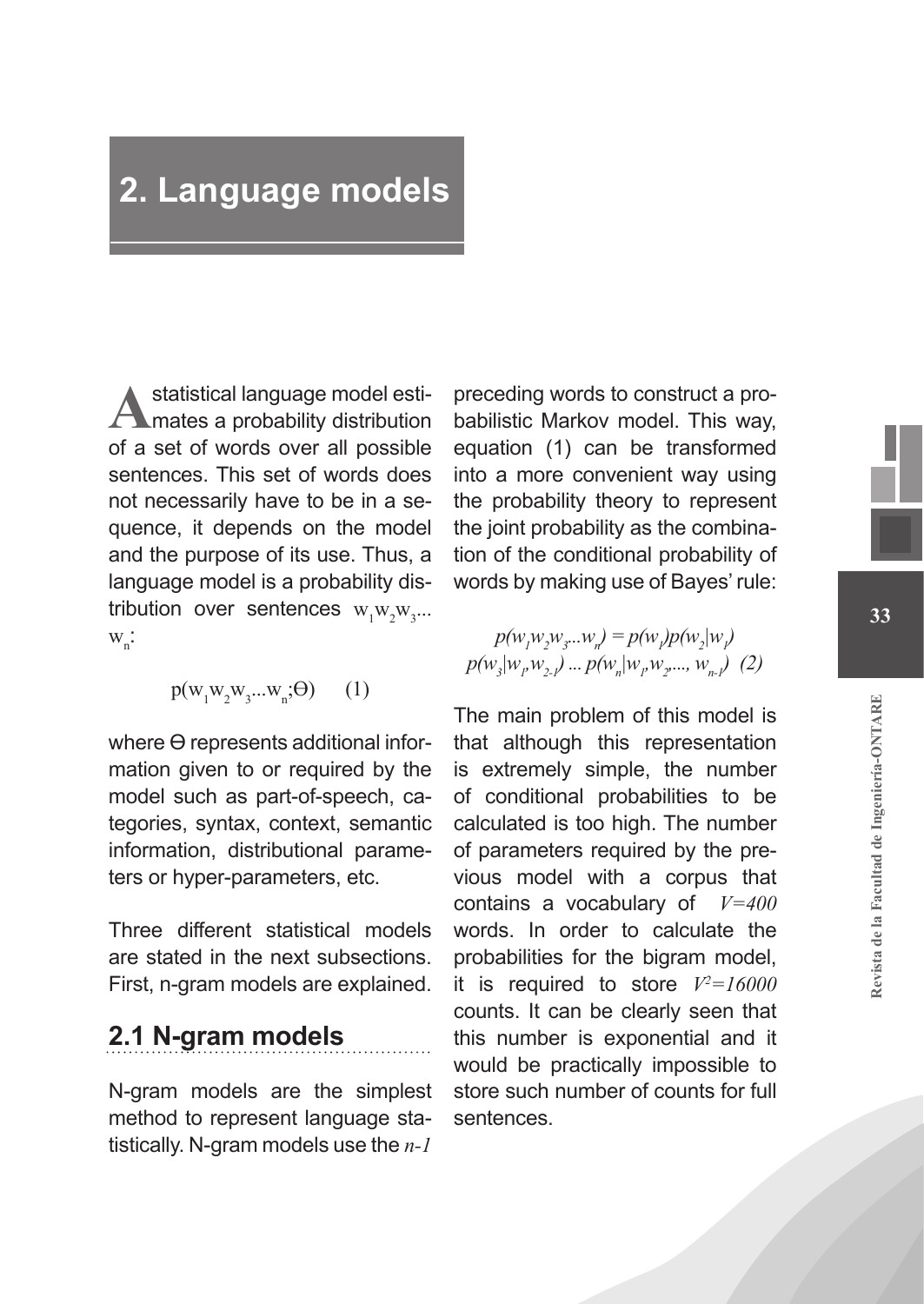# 2. Language models

A statistical language model estimates a probability distribution of a set of words over all possible sentences. This set of words does not necessarily have to be in a sequence, it depends on the model and the purpose of its use. Thus, a language model is a probability distribution over sentences $w_1w_2w_3...w_n$:

$$p(w_1w_2w_3...w_n;\Theta) \quad (1)$$

where ϴ represents additional information given to or required by the model such as part-of-speech, categories, syntax, context, semantic information, distributional parameters or hyper-parameters, etc.

Three different statistical models are stated in the next subsections. First, n-gram models are explained.

## 2.1 N-gram models

N-gram models are the simplest method to represent language statistically. N-gram models use the *n-1* preceding words to construct a probabilistic Markov model. This way, equation (1) can be transformed into a more convenient way using the probability theory to represent the joint probability as the combination of the conditional probability of words by making use of Bayes' rule:

$$p(w_1w_2w_3...w_n) = p(w_1)p(w_2|w_1)\ p(w_3|w_1,w_{2-1}) \dots p(w_n|w_1,w_2,..., w_{n-1}) \quad (2)$$

The main problem of this model is that although this representation is extremely simple, the number of conditional probabilities to be calculated is too high. The number of parameters required by the previous model with a corpus that contains a vocabulary of $V=400$ words. In order to calculate the probabilities for the bigram model, it is required to store $V^2=16000$ counts. It can be clearly seen that this number is exponential and it would be practically impossible to store such number of counts for full sentences.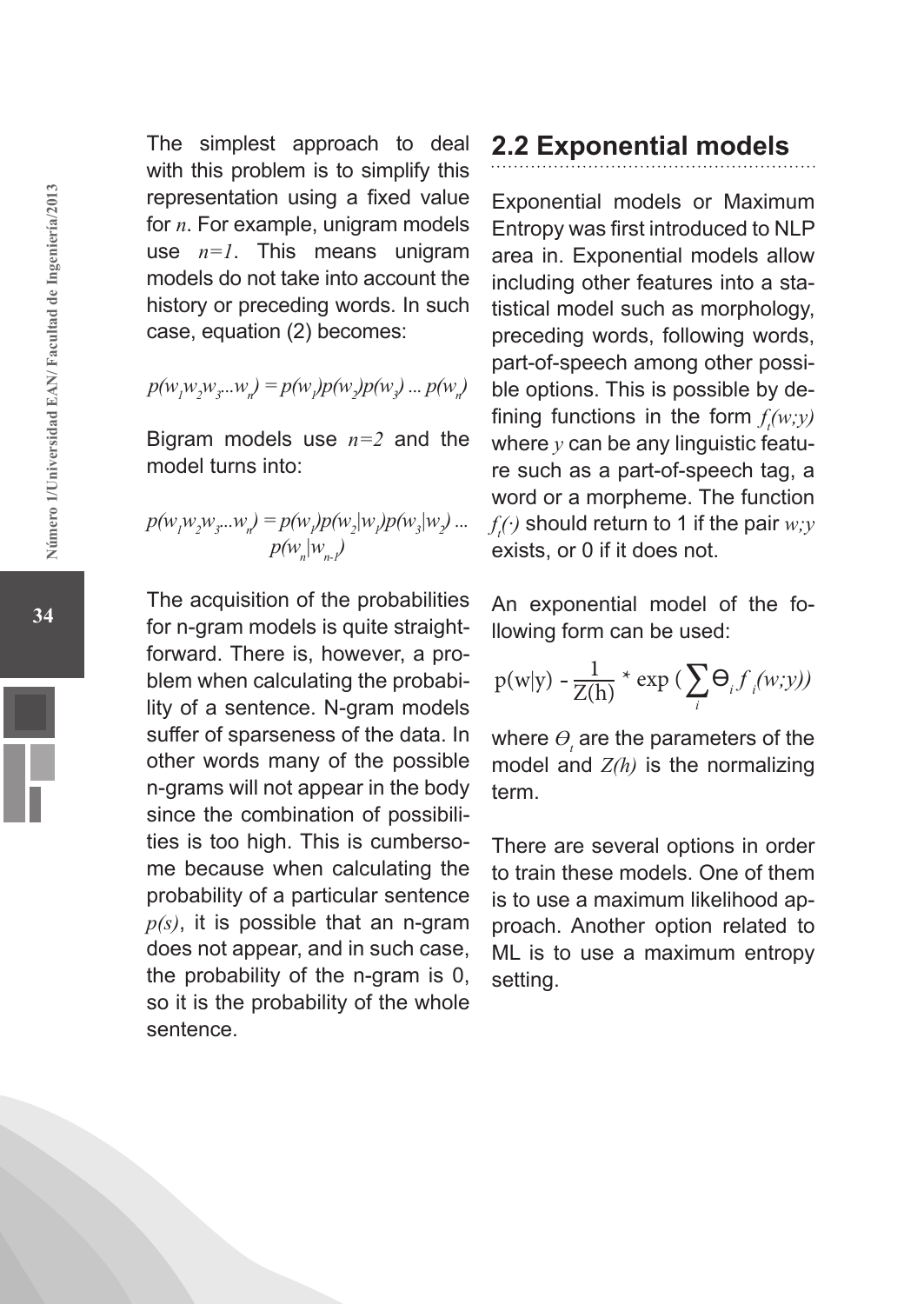The simplest approach to deal with this problem is to simplify this representation using a fixed value for $n$. For example, unigram models use $n=1$. This means unigram models do not take into account the history or preceding words. In such case, equation (2) becomes:

$$p(w_1 w_2 w_3 ... w_n) = p(w_1)p(w_2)p(w_3) ... p(w_n)$$

Bigram models use $n=2$ and the model turns into:

$$p(w_1 w_2 w_3 ... w_n) = p(w_1)p(w_2|w_1)p(w_3|w_2) ... p(w_n|w_{n-1})$$

The acquisition of the probabilities for n-gram models is quite straightforward. There is, however, a problem when calculating the probability of a sentence. N-gram models suffer of sparseness of the data. In other words many of the possible n-grams will not appear in the body since the combination of possibilities is too high. This is cumbersome because when calculating the probability of a particular sentence $p(s)$, it is possible that an n-gram does not appear, and in such case, the probability of the n-gram is 0, so it is the probability of the whole sentence.

## 2.2 Exponential models

Exponential models or Maximum Entropy was first introduced to NLP area in. Exponential models allow including other features into a statistical model such as morphology, preceding words, following words, part-of-speech among other possible options. This is possible by defining functions in the form $f_t(w;y)$ where $y$ can be any linguistic feature such as a part-of-speech tag, a word or a morpheme. The function $f_t(\cdot)$ should return to 1 if the pair $w;y$ exists, or 0 if it does not.

An exponential model of the following form can be used:

$$p(w|y) - \frac{1}{Z(h)} * \exp\left(\sum_i \Theta_i f_i(w;y)\right)$$

where $\Theta_t$ are the parameters of the model and $Z(h)$ is the normalizing term.

There are several options in order to train these models. One of them is to use a maximum likelihood approach. Another option related to ML is to use a maximum entropy setting.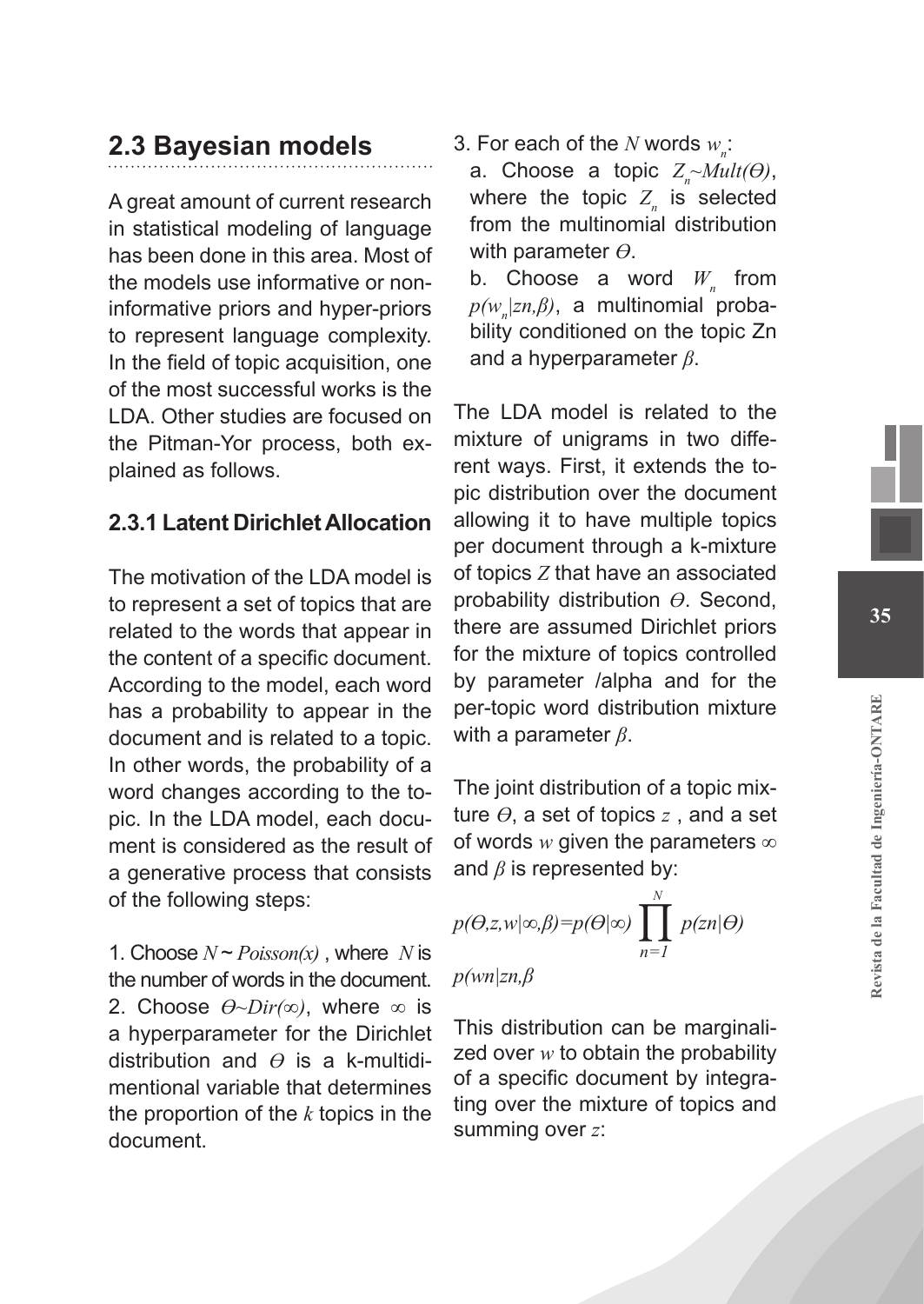## 2.3 Bayesian models

A great amount of current research in statistical modeling of language has been done in this area. Most of the models use informative or non-informative priors and hyper-priors to represent language complexity. In the field of topic acquisition, one of the most successful works is the LDA. Other studies are focused on the Pitman-Yor process, both explained as follows.

### 2.3.1 Latent Dirichlet Allocation

The motivation of the LDA model is to represent a set of topics that are related to the words that appear in the content of a specific document. According to the model, each word has a probability to appear in the document and is related to a topic. In other words, the probability of a word changes according to the topic. In the LDA model, each document is considered as the result of a generative process that consists of the following steps:

1. Choose $N \sim Poisson(x)$ , where $N$ is the number of words in the document.
2. Choose $\Theta \sim Dir(\infty)$, where $\infty$ is a hyperparameter for the Dirichlet distribution and $\Theta$ is a k-multidimentional variable that determines the proportion of the $k$ topics in the document.
3. For each of the $N$ words $w_n$:
   a. Choose a topic $Z_n \sim Mult(\Theta)$, where the topic $Z_n$ is selected from the multinomial distribution with parameter $\Theta$.
   b. Choose a word $W_n$ from $p(w_n|zn,\beta)$, a multinomial probability conditioned on the topic Zn and a hyperparameter $\beta$.

The LDA model is related to the mixture of unigrams in two different ways. First, it extends the topic distribution over the document allowing it to have multiple topics per document through a k-mixture of topics $Z$ that have an associated probability distribution $\Theta$. Second, there are assumed Dirichlet priors for the mixture of topics controlled by parameter /alpha and for the per-topic word distribution mixture with a parameter $\beta$.

The joint distribution of a topic mixture $\Theta$, a set of topics $z$ , and a set of words $w$ given the parameters $\infty$ and $\beta$ is represented by:

$$p(\Theta,z,w|\infty,\beta)=p(\Theta|\infty) \prod_{n=1}^{N} p(zn|\Theta) \, p(wn|zn,\beta$$

This distribution can be marginalized over $w$ to obtain the probability of a specific document by integrating over the mixture of topics and summing over $z$: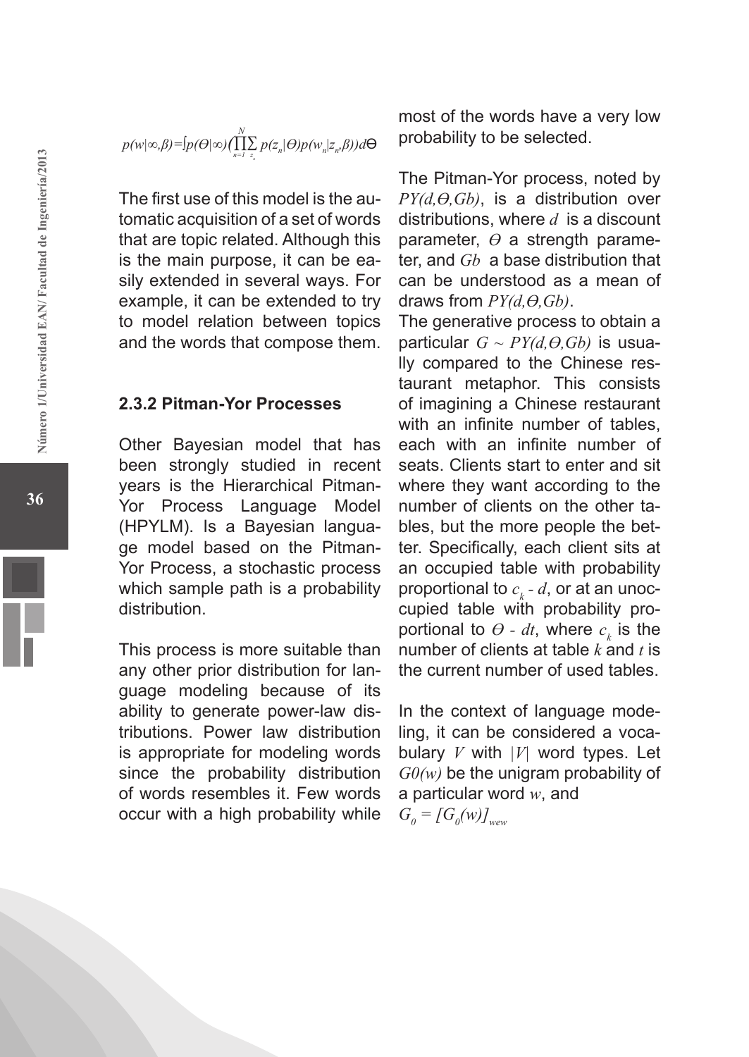$$p(w|\infty,\beta)=\int p(\Theta|\infty)\Big(\prod_{n=1}^{N}\sum_{z_n} p(z_n|\Theta)p(w_n|z_n,\beta)\Big)d\Theta$$

The first use of this model is the automatic acquisition of a set of words that are topic related. Although this is the main purpose, it can be easily extended in several ways. For example, it can be extended to try to model relation between topics and the words that compose them.

### 2.3.2 Pitman-Yor Processes

Other Bayesian model that has been strongly studied in recent years is the Hierarchical Pitman-Yor Process Language Model (HPYLM). Is a Bayesian language model based on the Pitman-Yor Process, a stochastic process which sample path is a probability distribution.

This process is more suitable than any other prior distribution for language modeling because of its ability to generate power-law distributions. Power law distribution is appropriate for modeling words since the probability distribution of words resembles it. Few words occur with a high probability while most of the words have a very low probability to be selected.

The Pitman-Yor process, noted by $PY(d,\Theta,Gb)$, is a distribution over distributions, where $d$ is a discount parameter, $\Theta$ a strength parameter, and $Gb$ a base distribution that can be understood as a mean of draws from $PY(d,\Theta,Gb)$.

The generative process to obtain a particular $G \sim PY(d,\Theta,Gb)$ is usually compared to the Chinese restaurant metaphor. This consists of imagining a Chinese restaurant with an infinite number of tables, each with an infinite number of seats. Clients start to enter and sit where they want according to the number of clients on the other tables, but the more people the better. Specifically, each client sits at an occupied table with probability proportional to $c_k - d$, or at an unoccupied table with probability proportional to $\Theta - dt$, where $c_k$ is the number of clients at table $k$ and $t$ is the current number of used tables.

In the context of language modeling, it can be considered a vocabulary $V$ with $|V|$ word types. Let $G0(w)$ be the unigram probability of a particular word $w$, and $G_0 = [G_0(w)]_{w \in w}$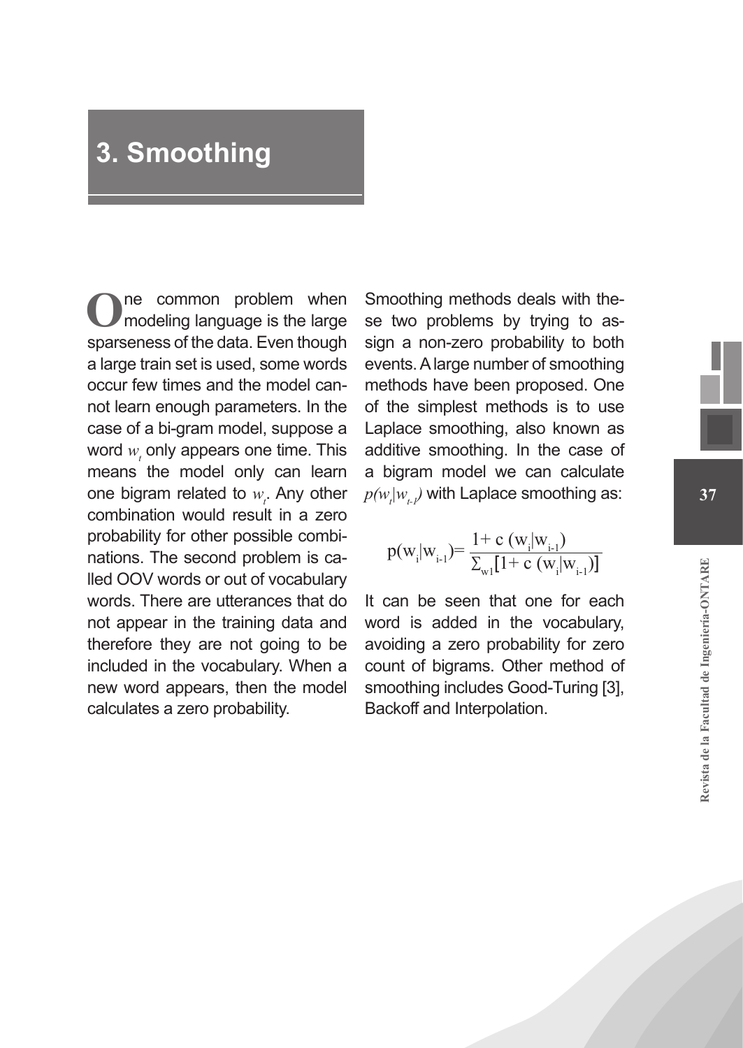# 3. Smoothing

One common problem when modeling language is the large sparseness of the data. Even though a large train set is used, some words occur few times and the model cannot learn enough parameters. In the case of a bi-gram model, suppose a word $w_t$ only appears one time. This means the model only can learn one bigram related to $w_t$. Any other combination would result in a zero probability for other possible combinations. The second problem is called OOV words or out of vocabulary words. There are utterances that do not appear in the training data and therefore they are not going to be included in the vocabulary. When a new word appears, then the model calculates a zero probability.

Smoothing methods deals with these two problems by trying to assign a non-zero probability to both events. A large number of smoothing methods have been proposed. One of the simplest methods is to use Laplace smoothing, also known as additive smoothing. In the case of a bigram model we can calculate $p(w_t|w_{t-1})$ with Laplace smoothing as:

$$p(w_i|w_{i-1}) = \frac{1 + c\,(w_i|w_{i-1})}{\sum_{w1}[1 + c\,(w_i|w_{i-1})]}$$

It can be seen that one for each word is added in the vocabulary, avoiding a zero probability for zero count of bigrams. Other method of smoothing includes Good-Turing [3], Backoff and Interpolation.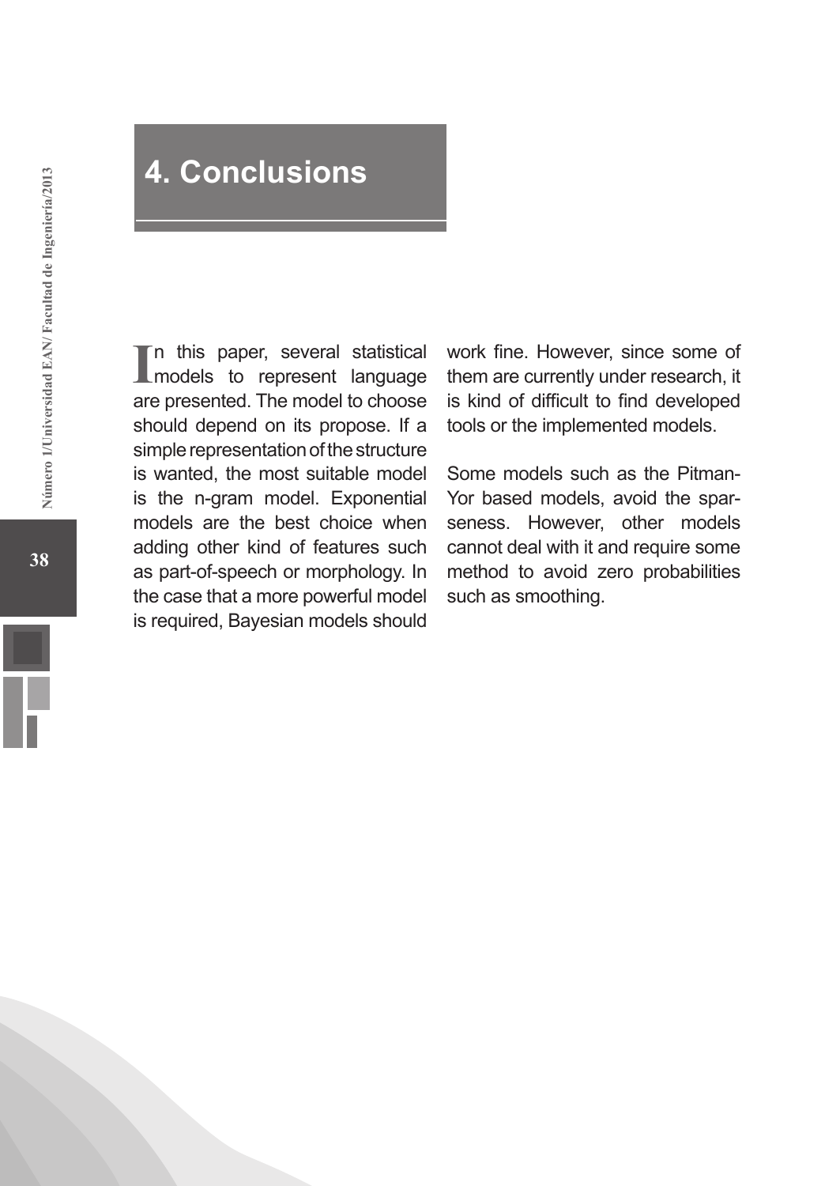# 4. Conclusions

In this paper, several statistical models to represent language are presented. The model to choose should depend on its propose. If a simple representation of the structure is wanted, the most suitable model is the n-gram model. Exponential models are the best choice when adding other kind of features such as part-of-speech or morphology. In the case that a more powerful model is required, Bayesian models should work fine. However, since some of them are currently under research, it is kind of difficult to find developed tools or the implemented models.

Some models such as the Pitman-Yor based models, avoid the sparseness. However, other models cannot deal with it and require some method to avoid zero probabilities such as smoothing.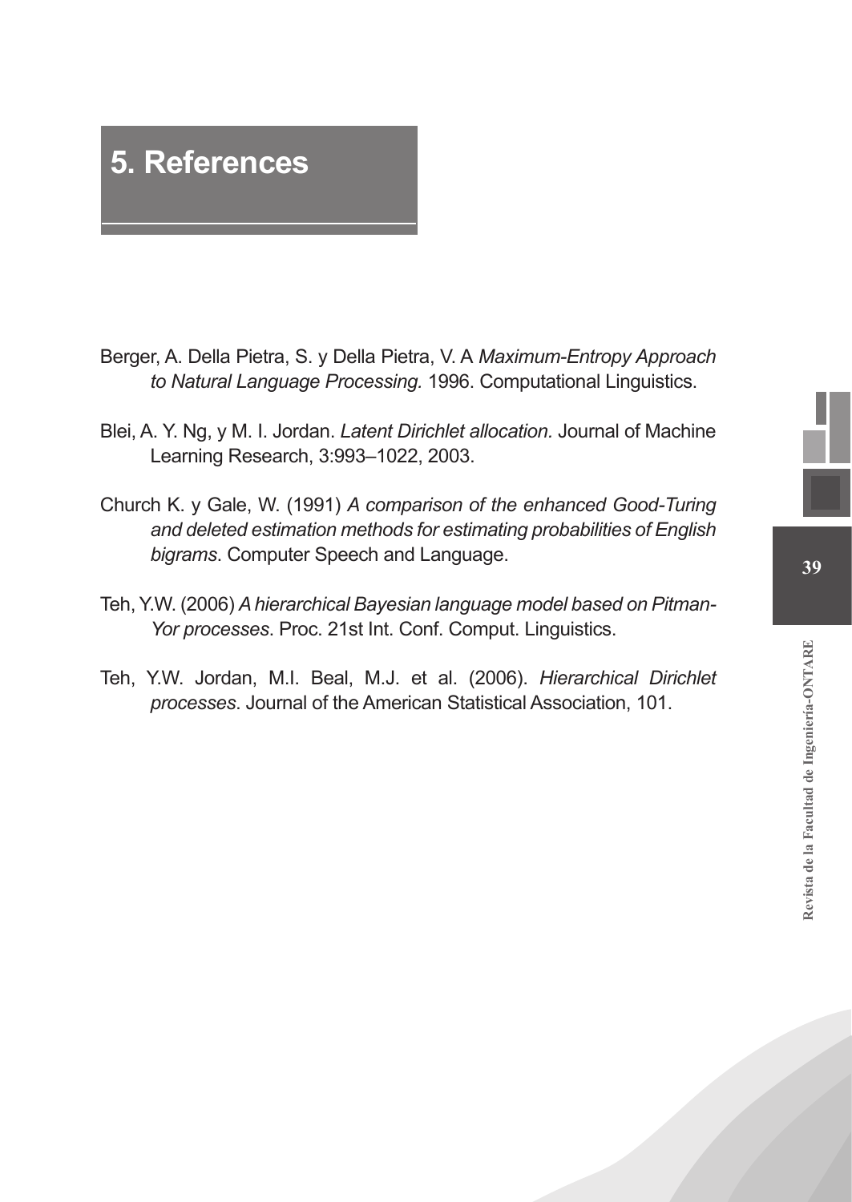# 5. References

Berger, A. Della Pietra, S. y Della Pietra, V. A *Maximum-Entropy Approach to Natural Language Processing.* 1996. Computational Linguistics.

Blei, A. Y. Ng, y M. I. Jordan. *Latent Dirichlet allocation.* Journal of Machine Learning Research, 3:993–1022, 2003.

Church K. y Gale, W. (1991) *A comparison of the enhanced Good-Turing and deleted estimation methods for estimating probabilities of English bigrams*. Computer Speech and Language.

Teh, Y.W. (2006) *A hierarchical Bayesian language model based on Pitman-Yor processes*. Proc. 21st Int. Conf. Comput. Linguistics.

Teh, Y.W. Jordan, M.I. Beal, M.J. et al. (2006). *Hierarchical Dirichlet processes*. Journal of the American Statistical Association, 101.